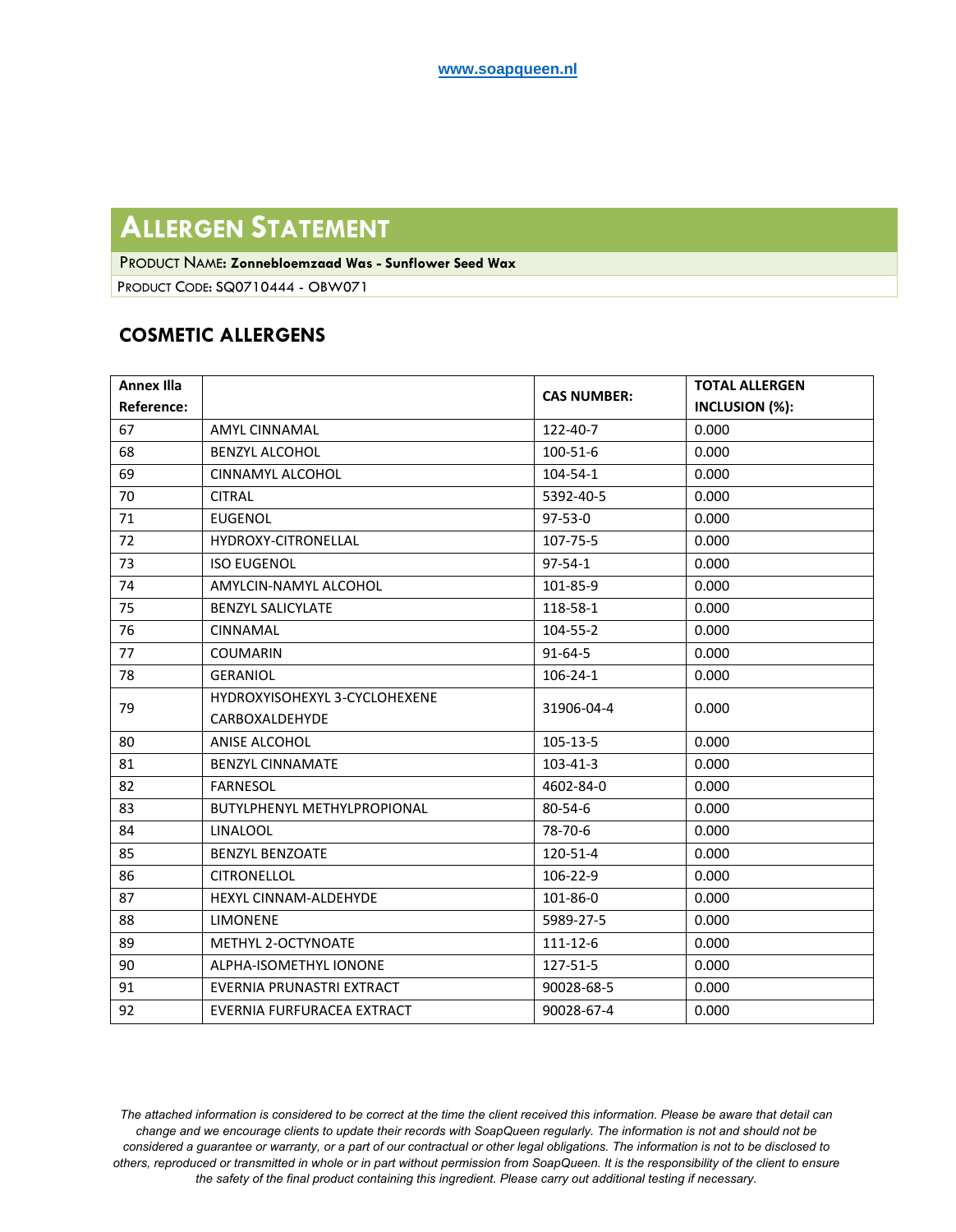www.soapqueen.nl

# ALLERGEN STATEMENT

PRODUCT NAME: **Zonnebloemzaad Was - Sunflower Seed Wax**

PRODUCT CODE: SQ0710444 - OBW071

## COSMETIC ALLERGENS

| Annex IIIa Reference: | | CAS NUMBER: | TOTAL ALLERGEN INCLUSION (%): |
|---|---|---|---|
| 67 | AMYL CINNAMAL | 122-40-7 | 0.000 |
| 68 | BENZYL ALCOHOL | 100-51-6 | 0.000 |
| 69 | CINNAMYL ALCOHOL | 104-54-1 | 0.000 |
| 70 | CITRAL | 5392-40-5 | 0.000 |
| 71 | EUGENOL | 97-53-0 | 0.000 |
| 72 | HYDROXY-CITRONELLAL | 107-75-5 | 0.000 |
| 73 | ISO EUGENOL | 97-54-1 | 0.000 |
| 74 | AMYLCIN-NAMYL ALCOHOL | 101-85-9 | 0.000 |
| 75 | BENZYL SALICYLATE | 118-58-1 | 0.000 |
| 76 | CINNAMAL | 104-55-2 | 0.000 |
| 77 | COUMARIN | 91-64-5 | 0.000 |
| 78 | GERANIOL | 106-24-1 | 0.000 |
| 79 | HYDROXYISOHEXYL 3-CYCLOHEXENE CARBOXALDEHYDE | 31906-04-4 | 0.000 |
| 80 | ANISE ALCOHOL | 105-13-5 | 0.000 |
| 81 | BENZYL CINNAMATE | 103-41-3 | 0.000 |
| 82 | FARNESOL | 4602-84-0 | 0.000 |
| 83 | BUTYLPHENYL METHYLPROPIONAL | 80-54-6 | 0.000 |
| 84 | LINALOOL | 78-70-6 | 0.000 |
| 85 | BENZYL BENZOATE | 120-51-4 | 0.000 |
| 86 | CITRONELLOL | 106-22-9 | 0.000 |
| 87 | HEXYL CINNAM-ALDEHYDE | 101-86-0 | 0.000 |
| 88 | LIMONENE | 5989-27-5 | 0.000 |
| 89 | METHYL 2-OCTYNOATE | 111-12-6 | 0.000 |
| 90 | ALPHA-ISOMETHYL IONONE | 127-51-5 | 0.000 |
| 91 | EVERNIA PRUNASTRI EXTRACT | 90028-68-5 | 0.000 |
| 92 | EVERNIA FURFURACEA EXTRACT | 90028-67-4 | 0.000 |

*The attached information is considered to be correct at the time the client received this information. Please be aware that detail can change and we encourage clients to update their records with SoapQueen regularly. The information is not and should not be considered a guarantee or warranty, or a part of our contractual or other legal obligations. The information is not to be disclosed to others, reproduced or transmitted in whole or in part without permission from SoapQueen. It is the responsibility of the client to ensure the safety of the final product containing this ingredient. Please carry out additional testing if necessary.*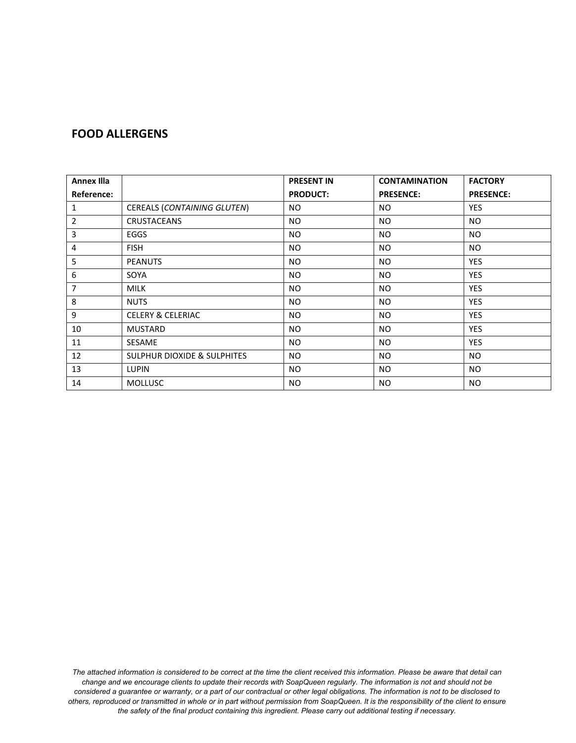## FOOD ALLERGENS

| Annex IIIa Reference: | | PRESENT IN PRODUCT: | CONTAMINATION PRESENCE: | FACTORY PRESENCE: |
|---|---|---|---|---|
| 1 | CEREALS (*CONTAINING GLUTEN*) | NO | NO | YES |
| 2 | CRUSTACEANS | NO | NO | NO |
| 3 | EGGS | NO | NO | NO |
| 4 | FISH | NO | NO | NO |
| 5 | PEANUTS | NO | NO | YES |
| 6 | SOYA | NO | NO | YES |
| 7 | MILK | NO | NO | YES |
| 8 | NUTS | NO | NO | YES |
| 9 | CELERY & CELERIAC | NO | NO | YES |
| 10 | MUSTARD | NO | NO | YES |
| 11 | SESAME | NO | NO | YES |
| 12 | SULPHUR DIOXIDE & SULPHITES | NO | NO | NO |
| 13 | LUPIN | NO | NO | NO |
| 14 | MOLLUSC | NO | NO | NO |

*The attached information is considered to be correct at the time the client received this information. Please be aware that detail can change and we encourage clients to update their records with SoapQueen regularly. The information is not and should not be considered a guarantee or warranty, or a part of our contractual or other legal obligations. The information is not to be disclosed to others, reproduced or transmitted in whole or in part without permission from SoapQueen. It is the responsibility of the client to ensure the safety of the final product containing this ingredient. Please carry out additional testing if necessary.*